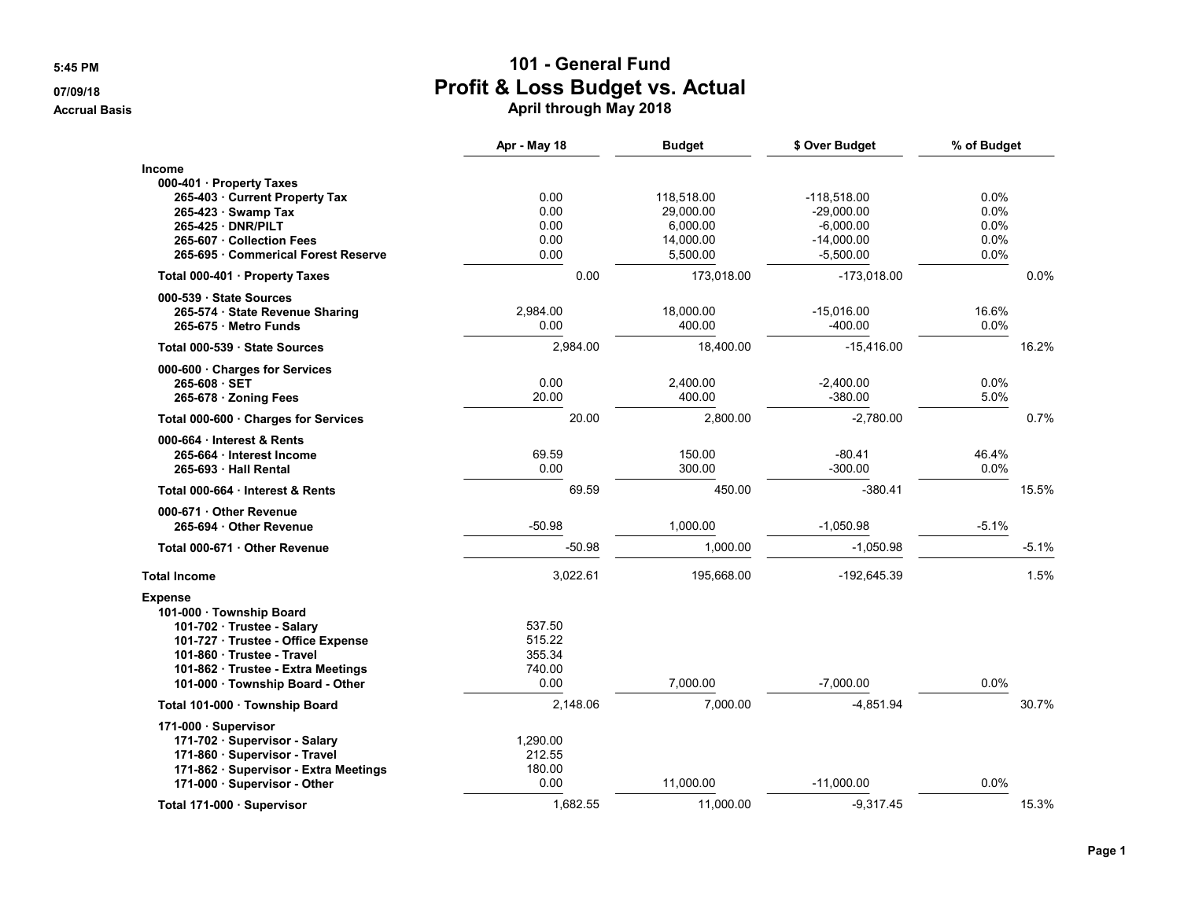5:45 PM

07/09/18

Accrual Basis

# 101 - General Fund
## Profit & Loss Budget vs. Actual
### April through May 2018

| | Apr - May 18 | Budget | $ Over Budget | % of Budget |
|---|---|---|---|---|
| **Income** | | | | |
| **000-401 · Property Taxes** | | | | |
| **265-403 · Current Property Tax** | 0.00 | 118,518.00 | -118,518.00 | 0.0% |
| **265-423 · Swamp Tax** | 0.00 | 29,000.00 | -29,000.00 | 0.0% |
| **265-425 · DNR/PILT** | 0.00 | 6,000.00 | -6,000.00 | 0.0% |
| **265-607 · Collection Fees** | 0.00 | 14,000.00 | -14,000.00 | 0.0% |
| **265-695 · Commerical Forest Reserve** | 0.00 | 5,500.00 | -5,500.00 | 0.0% |
| **Total 000-401 · Property Taxes** | 0.00 | 173,018.00 | -173,018.00 | 0.0% |
| **000-539 · State Sources** | | | | |
| **265-574 · State Revenue Sharing** | 2,984.00 | 18,000.00 | -15,016.00 | 16.6% |
| **265-675 · Metro Funds** | 0.00 | 400.00 | -400.00 | 0.0% |
| **Total 000-539 · State Sources** | 2,984.00 | 18,400.00 | -15,416.00 | 16.2% |
| **000-600 · Charges for Services** | | | | |
| **265-608 · SET** | 0.00 | 2,400.00 | -2,400.00 | 0.0% |
| **265-678 · Zoning Fees** | 20.00 | 400.00 | -380.00 | 5.0% |
| **Total 000-600 · Charges for Services** | 20.00 | 2,800.00 | -2,780.00 | 0.7% |
| **000-664 · Interest & Rents** | | | | |
| **265-664 · Interest Income** | 69.59 | 150.00 | -80.41 | 46.4% |
| **265-693 · Hall Rental** | 0.00 | 300.00 | -300.00 | 0.0% |
| **Total 000-664 · Interest & Rents** | 69.59 | 450.00 | -380.41 | 15.5% |
| **000-671 · Other Revenue** | | | | |
| **265-694 · Other Revenue** | -50.98 | 1,000.00 | -1,050.98 | -5.1% |
| **Total 000-671 · Other Revenue** | -50.98 | 1,000.00 | -1,050.98 | -5.1% |
| **Total Income** | 3,022.61 | 195,668.00 | -192,645.39 | 1.5% |
| **Expense** | | | | |
| **101-000 · Township Board** | | | | |
| **101-702 · Trustee - Salary** | 537.50 | | | |
| **101-727 · Trustee - Office Expense** | 515.22 | | | |
| **101-860 · Trustee - Travel** | 355.34 | | | |
| **101-862 · Trustee - Extra Meetings** | 740.00 | | | |
| **101-000 · Township Board - Other** | 0.00 | 7,000.00 | -7,000.00 | 0.0% |
| **Total 101-000 · Township Board** | 2,148.06 | 7,000.00 | -4,851.94 | 30.7% |
| **171-000 · Supervisor** | | | | |
| **171-702 · Supervisor - Salary** | 1,290.00 | | | |
| **171-860 · Supervisor - Travel** | 212.55 | | | |
| **171-862 · Supervisor - Extra Meetings** | 180.00 | | | |
| **171-000 · Supervisor - Other** | 0.00 | 11,000.00 | -11,000.00 | 0.0% |
| **Total 171-000 · Supervisor** | 1,682.55 | 11,000.00 | -9,317.45 | 15.3% |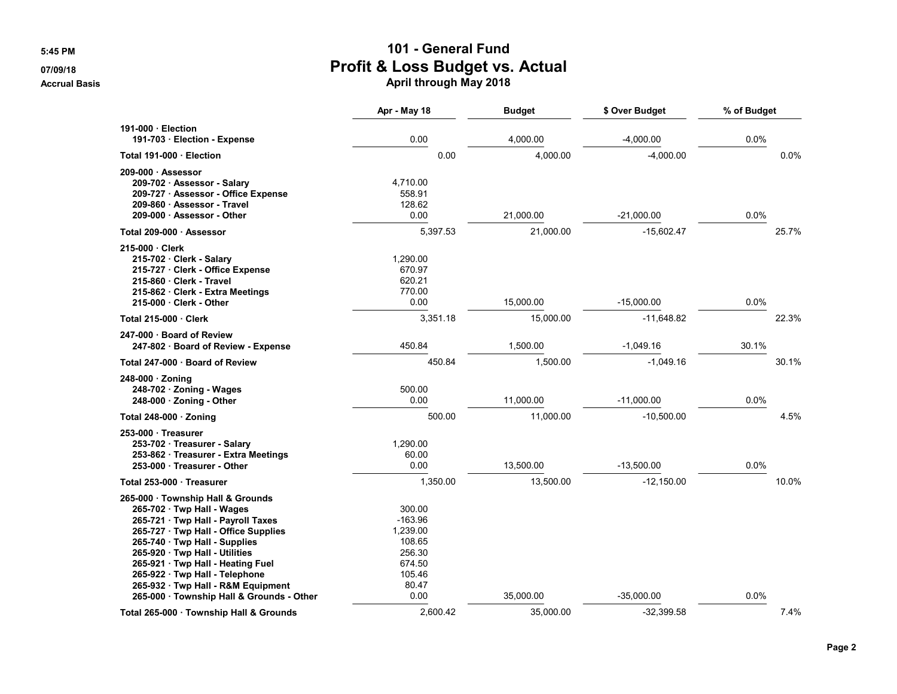5:45 PM

07/09/18

Accrual Basis

# 101 - General Fund
## Profit & Loss Budget vs. Actual
### April through May 2018

| | Apr - May 18 | Budget | $ Over Budget | % of Budget |
|---|---|---|---|---|
| **191-000 · Election** | | | | |
| **191-703 · Election - Expense** | 0.00 | 4,000.00 | -4,000.00 | 0.0% |
| **Total 191-000 · Election** | 0.00 | 4,000.00 | -4,000.00 | 0.0% |
| **209-000 · Assessor** | | | | |
| **209-702 · Assessor - Salary** | 4,710.00 | | | |
| **209-727 · Assessor - Office Expense** | 558.91 | | | |
| **209-860 · Assessor - Travel** | 128.62 | | | |
| **209-000 · Assessor - Other** | 0.00 | 21,000.00 | -21,000.00 | 0.0% |
| **Total 209-000 · Assessor** | 5,397.53 | 21,000.00 | -15,602.47 | 25.7% |
| **215-000 · Clerk** | | | | |
| **215-702 · Clerk - Salary** | 1,290.00 | | | |
| **215-727 · Clerk - Office Expense** | 670.97 | | | |
| **215-860 · Clerk - Travel** | 620.21 | | | |
| **215-862 · Clerk - Extra Meetings** | 770.00 | | | |
| **215-000 · Clerk - Other** | 0.00 | 15,000.00 | -15,000.00 | 0.0% |
| **Total 215-000 · Clerk** | 3,351.18 | 15,000.00 | -11,648.82 | 22.3% |
| **247-000 · Board of Review** | | | | |
| **247-802 · Board of Review - Expense** | 450.84 | 1,500.00 | -1,049.16 | 30.1% |
| **Total 247-000 · Board of Review** | 450.84 | 1,500.00 | -1,049.16 | 30.1% |
| **248-000 · Zoning** | | | | |
| **248-702 · Zoning - Wages** | 500.00 | | | |
| **248-000 · Zoning - Other** | 0.00 | 11,000.00 | -11,000.00 | 0.0% |
| **Total 248-000 · Zoning** | 500.00 | 11,000.00 | -10,500.00 | 4.5% |
| **253-000 · Treasurer** | | | | |
| **253-702 · Treasurer - Salary** | 1,290.00 | | | |
| **253-862 · Treasurer - Extra Meetings** | 60.00 | | | |
| **253-000 · Treasurer - Other** | 0.00 | 13,500.00 | -13,500.00 | 0.0% |
| **Total 253-000 · Treasurer** | 1,350.00 | 13,500.00 | -12,150.00 | 10.0% |
| **265-000 · Township Hall & Grounds** | | | | |
| **265-702 · Twp Hall - Wages** | 300.00 | | | |
| **265-721 · Twp Hall - Payroll Taxes** | -163.96 | | | |
| **265-727 · Twp Hall - Office Supplies** | 1,239.00 | | | |
| **265-740 · Twp Hall - Supplies** | 108.65 | | | |
| **265-920 · Twp Hall - Utilities** | 256.30 | | | |
| **265-921 · Twp Hall - Heating Fuel** | 674.50 | | | |
| **265-922 · Twp Hall - Telephone** | 105.46 | | | |
| **265-932 · Twp Hall - R&M Equipment** | 80.47 | | | |
| **265-000 · Township Hall & Grounds - Other** | 0.00 | 35,000.00 | -35,000.00 | 0.0% |
| **Total 265-000 · Township Hall & Grounds** | 2,600.42 | 35,000.00 | -32,399.58 | 7.4% |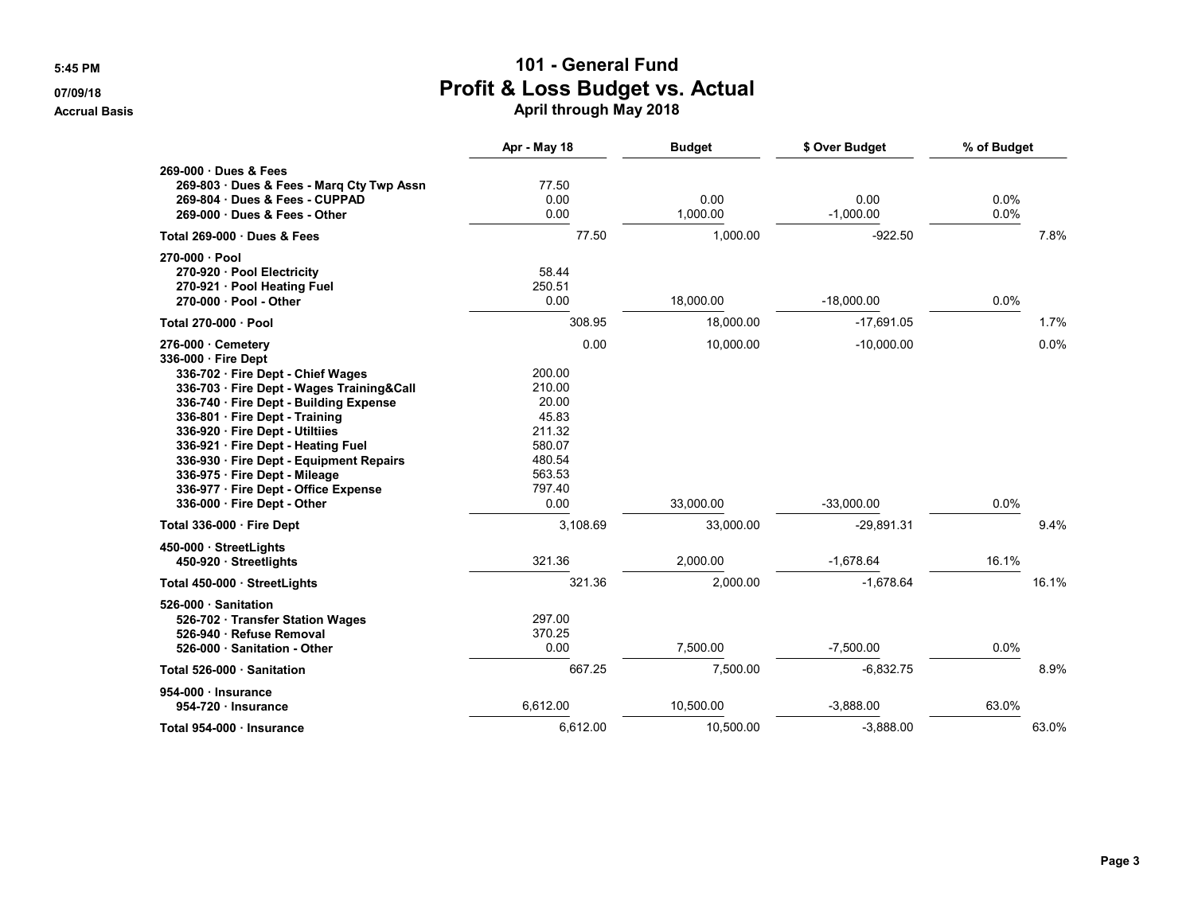# 101 - General Fund
## Profit & Loss Budget vs. Actual
### April through May 2018

5:45 PM
07/09/18
Accrual Basis

| | Apr - May 18 | Budget | $ Over Budget | % of Budget |
|---|---|---|---|---|
| **269-000 · Dues & Fees** | | | | |
| **269-803 · Dues & Fees - Marq Cty Twp Assn** | 77.50 | | | |
| **269-804 · Dues & Fees - CUPPAD** | 0.00 | 0.00 | 0.00 | 0.0% |
| **269-000 · Dues & Fees - Other** | 0.00 | 1,000.00 | -1,000.00 | 0.0% |
| **Total 269-000 · Dues & Fees** | 77.50 | 1,000.00 | -922.50 | 7.8% |
| **270-000 · Pool** | | | | |
| **270-920 · Pool Electricity** | 58.44 | | | |
| **270-921 · Pool Heating Fuel** | 250.51 | | | |
| **270-000 · Pool - Other** | 0.00 | 18,000.00 | -18,000.00 | 0.0% |
| **Total 270-000 · Pool** | 308.95 | 18,000.00 | -17,691.05 | 1.7% |
| **276-000 · Cemetery** | 0.00 | 10,000.00 | -10,000.00 | 0.0% |
| **336-000 · Fire Dept** | | | | |
| **336-702 · Fire Dept - Chief Wages** | 200.00 | | | |
| **336-703 · Fire Dept - Wages Training&Call** | 210.00 | | | |
| **336-740 · Fire Dept - Building Expense** | 20.00 | | | |
| **336-801 · Fire Dept - Training** | 45.83 | | | |
| **336-920 · Fire Dept - Utiltiies** | 211.32 | | | |
| **336-921 · Fire Dept - Heating Fuel** | 580.07 | | | |
| **336-930 · Fire Dept - Equipment Repairs** | 480.54 | | | |
| **336-975 · Fire Dept - Mileage** | 563.53 | | | |
| **336-977 · Fire Dept - Office Expense** | 797.40 | | | |
| **336-000 · Fire Dept - Other** | 0.00 | 33,000.00 | -33,000.00 | 0.0% |
| **Total 336-000 · Fire Dept** | 3,108.69 | 33,000.00 | -29,891.31 | 9.4% |
| **450-000 · StreetLights** | | | | |
| **450-920 · Streetlights** | 321.36 | 2,000.00 | -1,678.64 | 16.1% |
| **Total 450-000 · StreetLights** | 321.36 | 2,000.00 | -1,678.64 | 16.1% |
| **526-000 · Sanitation** | | | | |
| **526-702 · Transfer Station Wages** | 297.00 | | | |
| **526-940 · Refuse Removal** | 370.25 | | | |
| **526-000 · Sanitation - Other** | 0.00 | 7,500.00 | -7,500.00 | 0.0% |
| **Total 526-000 · Sanitation** | 667.25 | 7,500.00 | -6,832.75 | 8.9% |
| **954-000 · Insurance** | | | | |
| **954-720 · Insurance** | 6,612.00 | 10,500.00 | -3,888.00 | 63.0% |
| **Total 954-000 · Insurance** | 6,612.00 | 10,500.00 | -3,888.00 | 63.0% |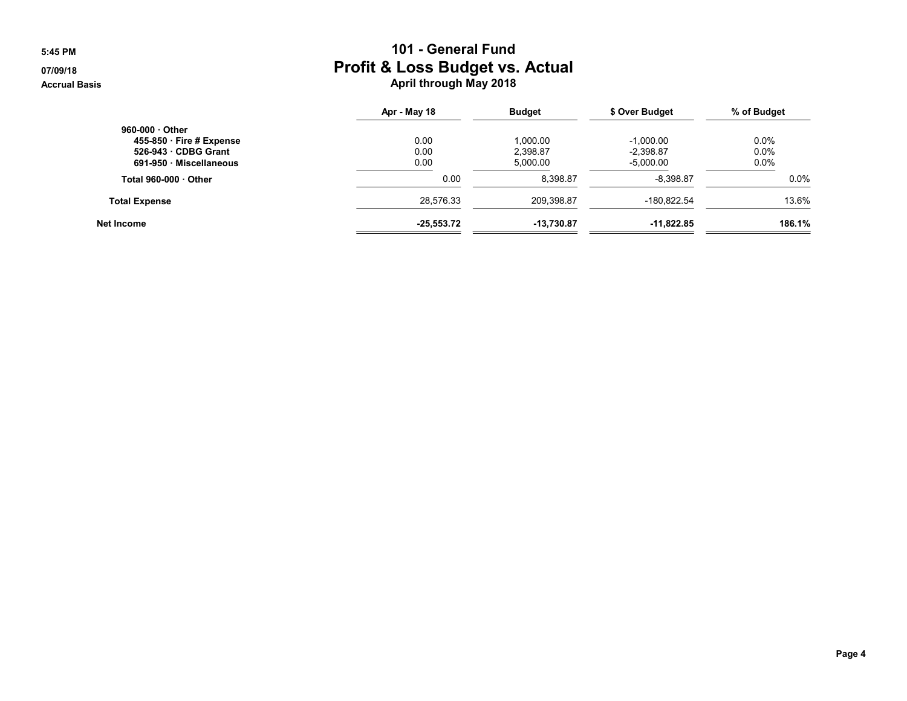# 101 - General Fund
## Profit & Loss Budget vs. Actual
### April through May 2018

5:45 PM
07/09/18
Accrual Basis

| | Apr - May 18 | Budget | $ Over Budget | % of Budget |
|---|---|---|---|---|
| 960-000 · Other | | | | |
| 455-850 · Fire # Expense | 0.00 | 1,000.00 | -1,000.00 | 0.0% |
| 526-943 · CDBG Grant | 0.00 | 2,398.87 | -2,398.87 | 0.0% |
| 691-950 · Miscellaneous | 0.00 | 5,000.00 | -5,000.00 | 0.0% |
| **Total 960-000 · Other** | 0.00 | 8,398.87 | -8,398.87 | 0.0% |
| **Total Expense** | 28,576.33 | 209,398.87 | -180,822.54 | 13.6% |
| **Net Income** | **-25,553.72** | **-13,730.87** | **-11,822.85** | **186.1%** |